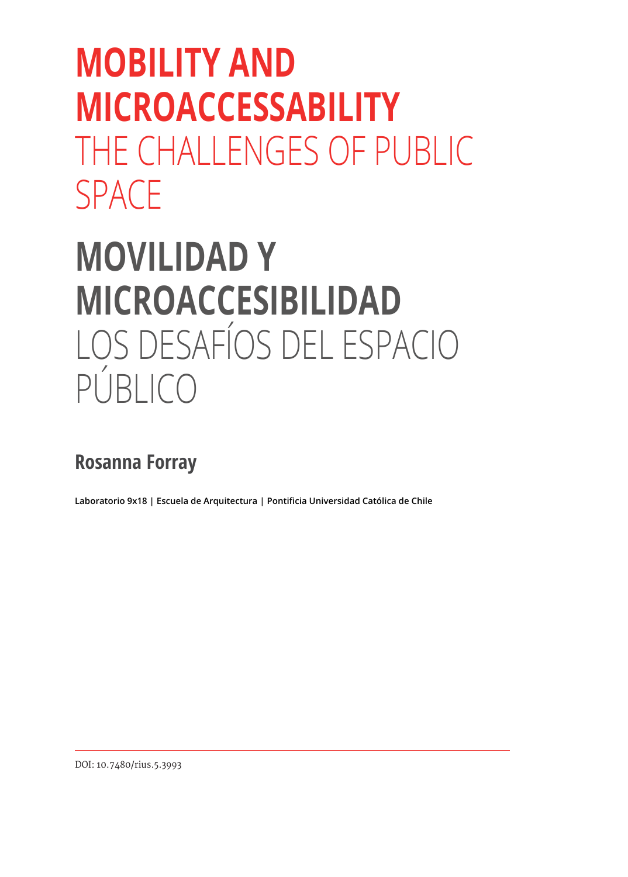# MOBILITY AND MICROACCESSABILITY
## THE CHALLENGES OF PUBLIC SPACE

# MOVILIDAD Y MICROACCESIBILIDAD
## LOS DESAFÍOS DEL ESPACIO PÚBLICO

**Rosanna Forray**

**Laboratorio 9x18 | Escuela de Arquitectura | Pontificia Universidad Católica de Chile**

DOI: 10.7480/rius.5.3993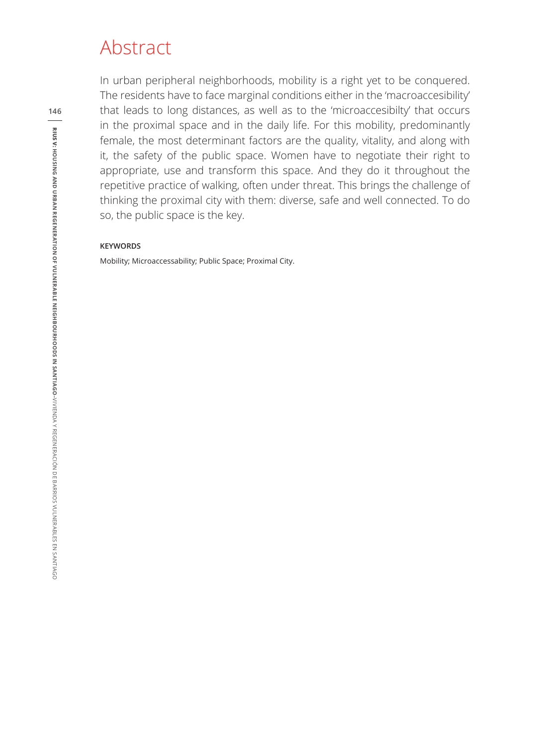# Abstract

In urban peripheral neighborhoods, mobility is a right yet to be conquered. The residents have to face marginal conditions either in the 'macroaccesibility' that leads to long distances, as well as to the 'microaccesibilty' that occurs in the proximal space and in the daily life. For this mobility, predominantly female, the most determinant factors are the quality, vitality, and along with it, the safety of the public space. Women have to negotiate their right to appropriate, use and transform this space. And they do it throughout the repetitive practice of walking, often under threat. This brings the challenge of thinking the proximal city with them: diverse, safe and well connected. To do so, the public space is the key.

**KEYWORDS**

Mobility; Microaccessability; Public Space; Proximal City.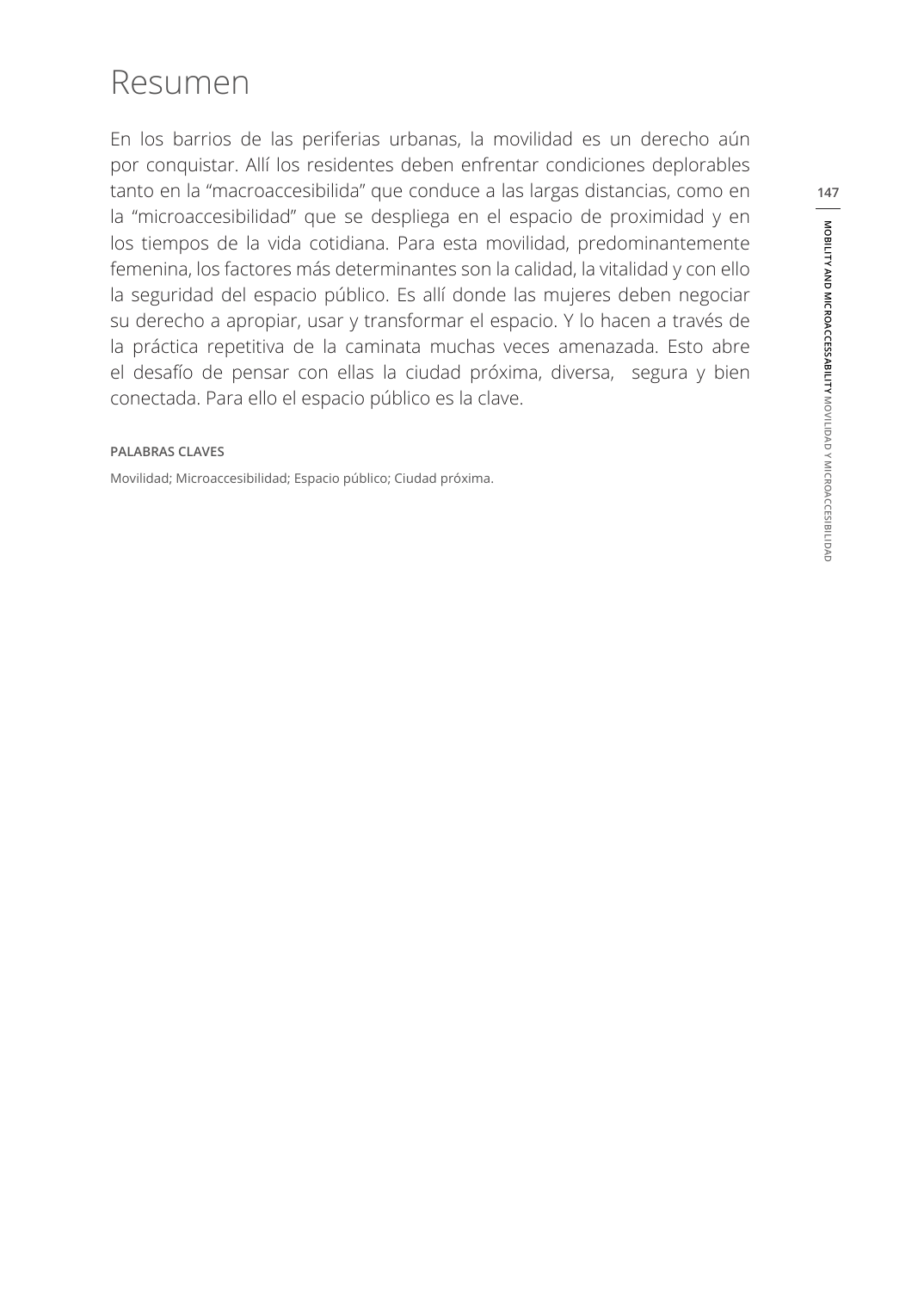# Resumen

En los barrios de las periferias urbanas, la movilidad es un derecho aún por conquistar. Allí los residentes deben enfrentar condiciones deplorables tanto en la “macroaccesibilida” que conduce a las largas distancias, como en la “microaccesibilidad” que se despliega en el espacio de proximidad y en los tiempos de la vida cotidiana. Para esta movilidad, predominantemente femenina, los factores más determinantes son la calidad, la vitalidad y con ello la seguridad del espacio público. Es allí donde las mujeres deben negociar su derecho a apropiar, usar y transformar el espacio. Y lo hacen a través de la práctica repetitiva de la caminata muchas veces amenazada. Esto abre el desafío de pensar con ellas la ciudad próxima, diversa, segura y bien conectada. Para ello el espacio público es la clave.

**PALABRAS CLAVES**

Movilidad; Microaccesibilidad; Espacio público; Ciudad próxima.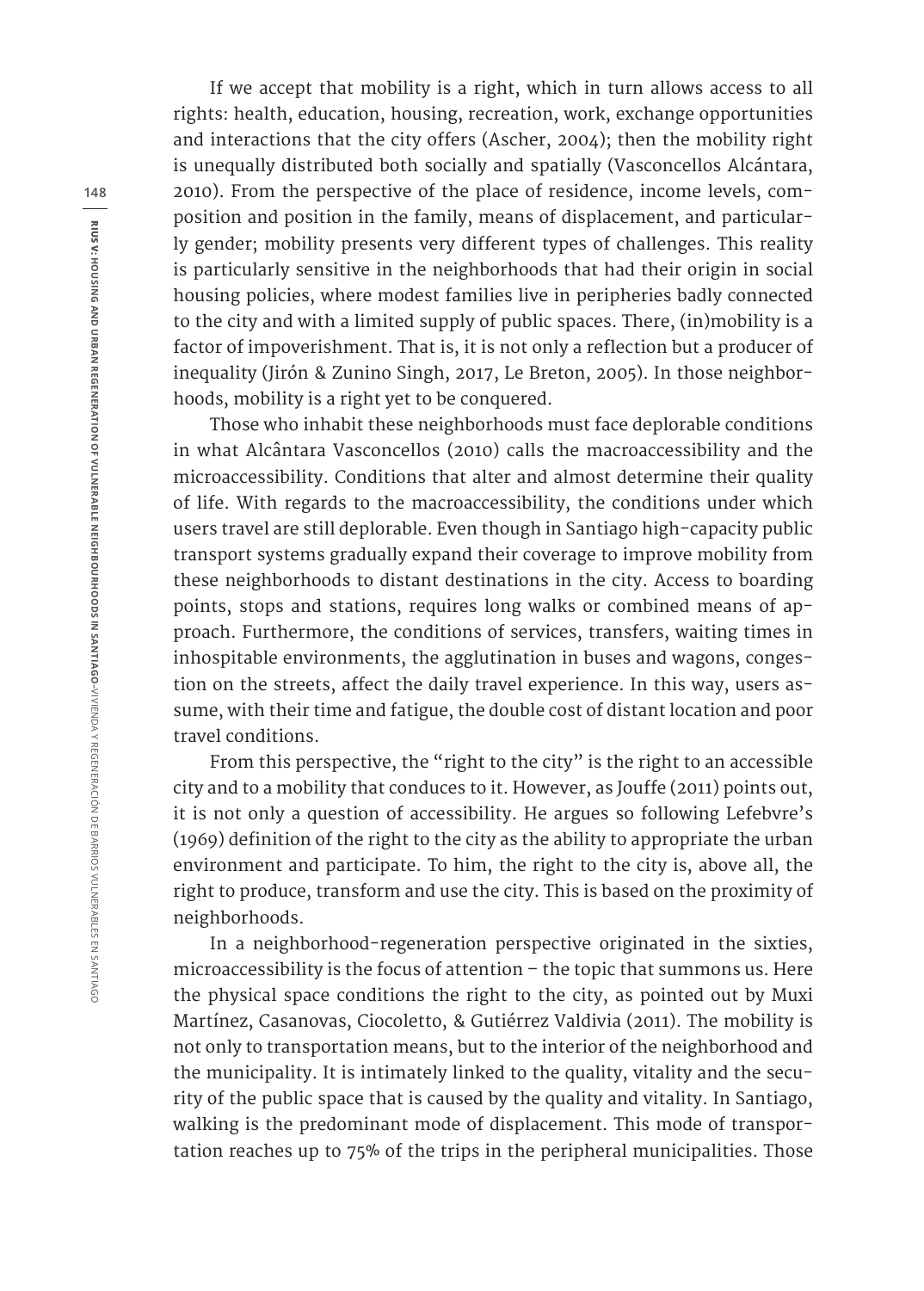If we accept that mobility is a right, which in turn allows access to all rights: health, education, housing, recreation, work, exchange opportunities and interactions that the city offers (Ascher, 2004); then the mobility right is unequally distributed both socially and spatially (Vasconcellos Alcántara, 2010). From the perspective of the place of residence, income levels, composition and position in the family, means of displacement, and particularly gender; mobility presents very different types of challenges. This reality is particularly sensitive in the neighborhoods that had their origin in social housing policies, where modest families live in peripheries badly connected to the city and with a limited supply of public spaces. There, (in)mobility is a factor of impoverishment. That is, it is not only a reflection but a producer of inequality (Jirón & Zunino Singh, 2017, Le Breton, 2005). In those neighborhoods, mobility is a right yet to be conquered.

Those who inhabit these neighborhoods must face deplorable conditions in what Alcântara Vasconcellos (2010) calls the macroaccessibility and the microaccessibility. Conditions that alter and almost determine their quality of life. With regards to the macroaccessibility, the conditions under which users travel are still deplorable. Even though in Santiago high-capacity public transport systems gradually expand their coverage to improve mobility from these neighborhoods to distant destinations in the city. Access to boarding points, stops and stations, requires long walks or combined means of approach. Furthermore, the conditions of services, transfers, waiting times in inhospitable environments, the agglutination in buses and wagons, congestion on the streets, affect the daily travel experience. In this way, users assume, with their time and fatigue, the double cost of distant location and poor travel conditions.

From this perspective, the "right to the city" is the right to an accessible city and to a mobility that conduces to it. However, as Jouffe (2011) points out, it is not only a question of accessibility. He argues so following Lefebvre's (1969) definition of the right to the city as the ability to appropriate the urban environment and participate. To him, the right to the city is, above all, the right to produce, transform and use the city. This is based on the proximity of neighborhoods.

In a neighborhood-regeneration perspective originated in the sixties, microaccessibility is the focus of attention – the topic that summons us. Here the physical space conditions the right to the city, as pointed out by Muxi Martínez, Casanovas, Ciocoletto, & Gutiérrez Valdivia (2011). The mobility is not only to transportation means, but to the interior of the neighborhood and the municipality. It is intimately linked to the quality, vitality and the security of the public space that is caused by the quality and vitality. In Santiago, walking is the predominant mode of displacement. This mode of transportation reaches up to 75% of the trips in the peripheral municipalities. Those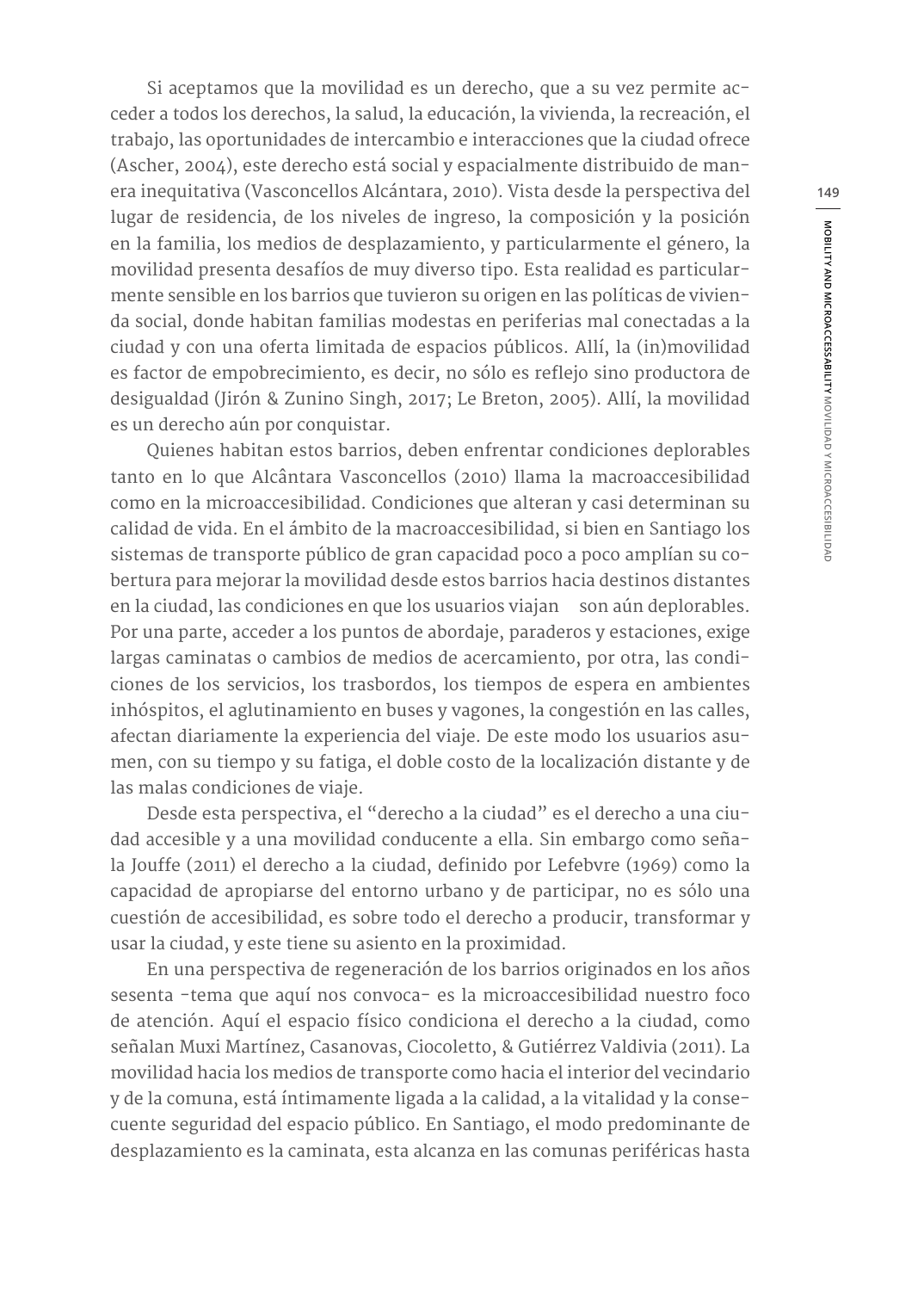Si aceptamos que la movilidad es un derecho, que a su vez permite acceder a todos los derechos, la salud, la educación, la vivienda, la recreación, el trabajo, las oportunidades de intercambio e interacciones que la ciudad ofrece (Ascher, 2004), este derecho está social y espacialmente distribuido de manera inequitativa (Vasconcellos Alcántara, 2010). Vista desde la perspectiva del lugar de residencia, de los niveles de ingreso, la composición y la posición en la familia, los medios de desplazamiento, y particularmente el género, la movilidad presenta desafíos de muy diverso tipo. Esta realidad es particularmente sensible en los barrios que tuvieron su origen en las políticas de vivienda social, donde habitan familias modestas en periferias mal conectadas a la ciudad y con una oferta limitada de espacios públicos. Allí, la (in)movilidad es factor de empobrecimiento, es decir, no sólo es reflejo sino productora de desigualdad (Jirón & Zunino Singh, 2017; Le Breton, 2005). Allí, la movilidad es un derecho aún por conquistar.

Quienes habitan estos barrios, deben enfrentar condiciones deplorables tanto en lo que Alcântara Vasconcellos (2010) llama la macroaccesibilidad como en la microaccesibilidad. Condiciones que alteran y casi determinan su calidad de vida. En el ámbito de la macroaccesibilidad, si bien en Santiago los sistemas de transporte público de gran capacidad poco a poco amplían su cobertura para mejorar la movilidad desde estos barrios hacia destinos distantes en la ciudad, las condiciones en que los usuarios viajan son aún deplorables. Por una parte, acceder a los puntos de abordaje, paraderos y estaciones, exige largas caminatas o cambios de medios de acercamiento, por otra, las condiciones de los servicios, los trasbordos, los tiempos de espera en ambientes inhóspitos, el aglutinamiento en buses y vagones, la congestión en las calles, afectan diariamente la experiencia del viaje. De este modo los usuarios asumen, con su tiempo y su fatiga, el doble costo de la localización distante y de las malas condiciones de viaje.

Desde esta perspectiva, el "derecho a la ciudad" es el derecho a una ciudad accesible y a una movilidad conducente a ella. Sin embargo como señala Jouffe (2011) el derecho a la ciudad, definido por Lefebvre (1969) como la capacidad de apropiarse del entorno urbano y de participar, no es sólo una cuestión de accesibilidad, es sobre todo el derecho a producir, transformar y usar la ciudad, y este tiene su asiento en la proximidad.

En una perspectiva de regeneración de los barrios originados en los años sesenta -tema que aquí nos convoca- es la microaccesibilidad nuestro foco de atención. Aquí el espacio físico condiciona el derecho a la ciudad, como señalan Muxi Martínez, Casanovas, Ciocoletto, & Gutiérrez Valdivia (2011). La movilidad hacia los medios de transporte como hacia el interior del vecindario y de la comuna, está íntimamente ligada a la calidad, a la vitalidad y la consecuente seguridad del espacio público. En Santiago, el modo predominante de desplazamiento es la caminata, esta alcanza en las comunas periféricas hasta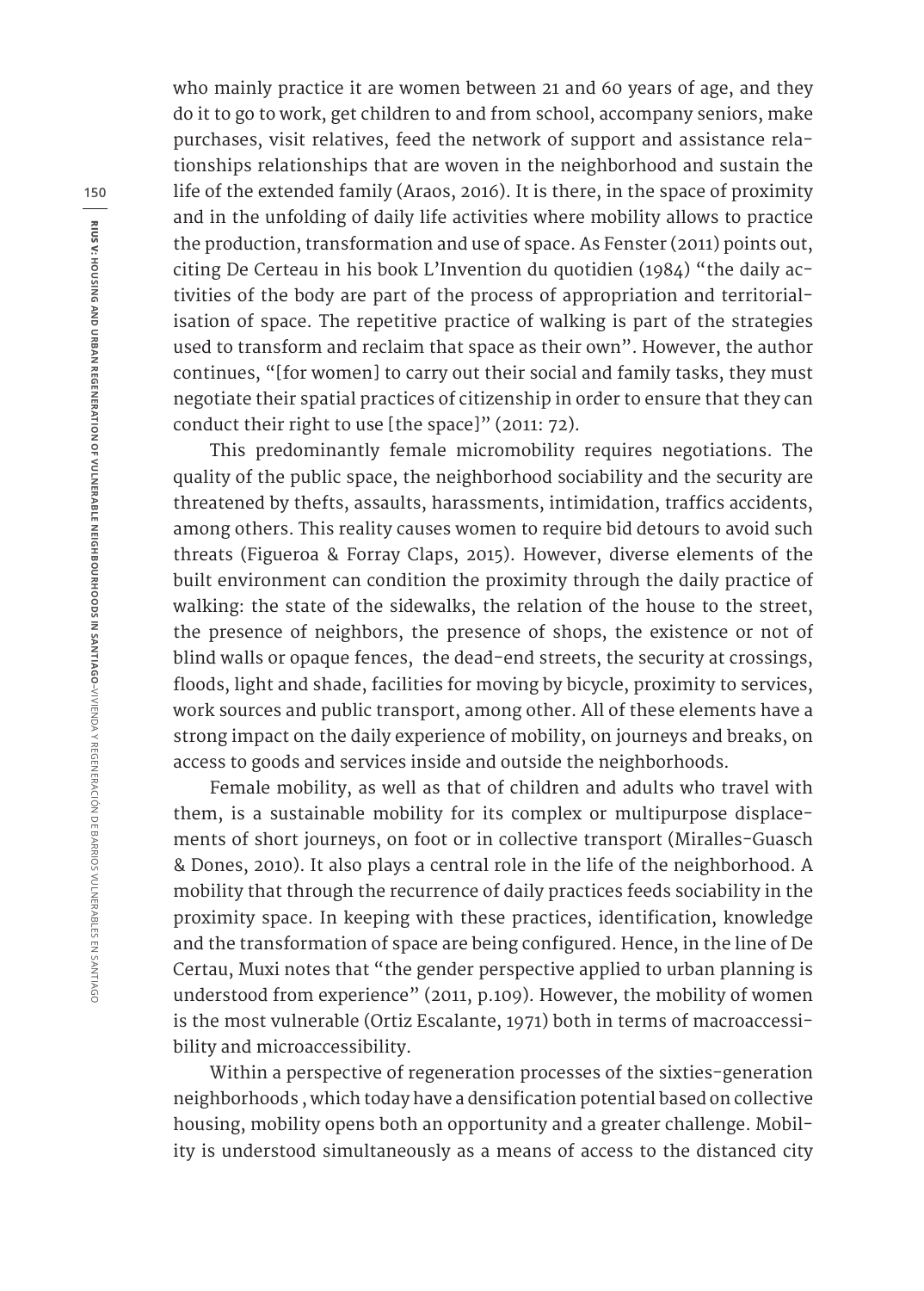who mainly practice it are women between 21 and 60 years of age, and they do it to go to work, get children to and from school, accompany seniors, make purchases, visit relatives, feed the network of support and assistance relationships relationships that are woven in the neighborhood and sustain the life of the extended family (Araos, 2016). It is there, in the space of proximity and in the unfolding of daily life activities where mobility allows to practice the production, transformation and use of space. As Fenster (2011) points out, citing De Certeau in his book L'Invention du quotidien (1984) "the daily activities of the body are part of the process of appropriation and territorialisation of space. The repetitive practice of walking is part of the strategies used to transform and reclaim that space as their own". However, the author continues, "[for women] to carry out their social and family tasks, they must negotiate their spatial practices of citizenship in order to ensure that they can conduct their right to use [the space]" (2011: 72).

This predominantly female micromobility requires negotiations. The quality of the public space, the neighborhood sociability and the security are threatened by thefts, assaults, harassments, intimidation, traffics accidents, among others. This reality causes women to require bid detours to avoid such threats (Figueroa & Forray Claps, 2015). However, diverse elements of the built environment can condition the proximity through the daily practice of walking: the state of the sidewalks, the relation of the house to the street, the presence of neighbors, the presence of shops, the existence or not of blind walls or opaque fences, the dead-end streets, the security at crossings, floods, light and shade, facilities for moving by bicycle, proximity to services, work sources and public transport, among other. All of these elements have a strong impact on the daily experience of mobility, on journeys and breaks, on access to goods and services inside and outside the neighborhoods.

Female mobility, as well as that of children and adults who travel with them, is a sustainable mobility for its complex or multipurpose displacements of short journeys, on foot or in collective transport (Miralles-Guasch & Dones, 2010). It also plays a central role in the life of the neighborhood. A mobility that through the recurrence of daily practices feeds sociability in the proximity space. In keeping with these practices, identification, knowledge and the transformation of space are being configured. Hence, in the line of De Certau, Muxi notes that "the gender perspective applied to urban planning is understood from experience" (2011, p.109). However, the mobility of women is the most vulnerable (Ortiz Escalante, 1971) both in terms of macroaccessibility and microaccessibility.

Within a perspective of regeneration processes of the sixties-generation neighborhoods , which today have a densification potential based on collective housing, mobility opens both an opportunity and a greater challenge. Mobility is understood simultaneously as a means of access to the distanced city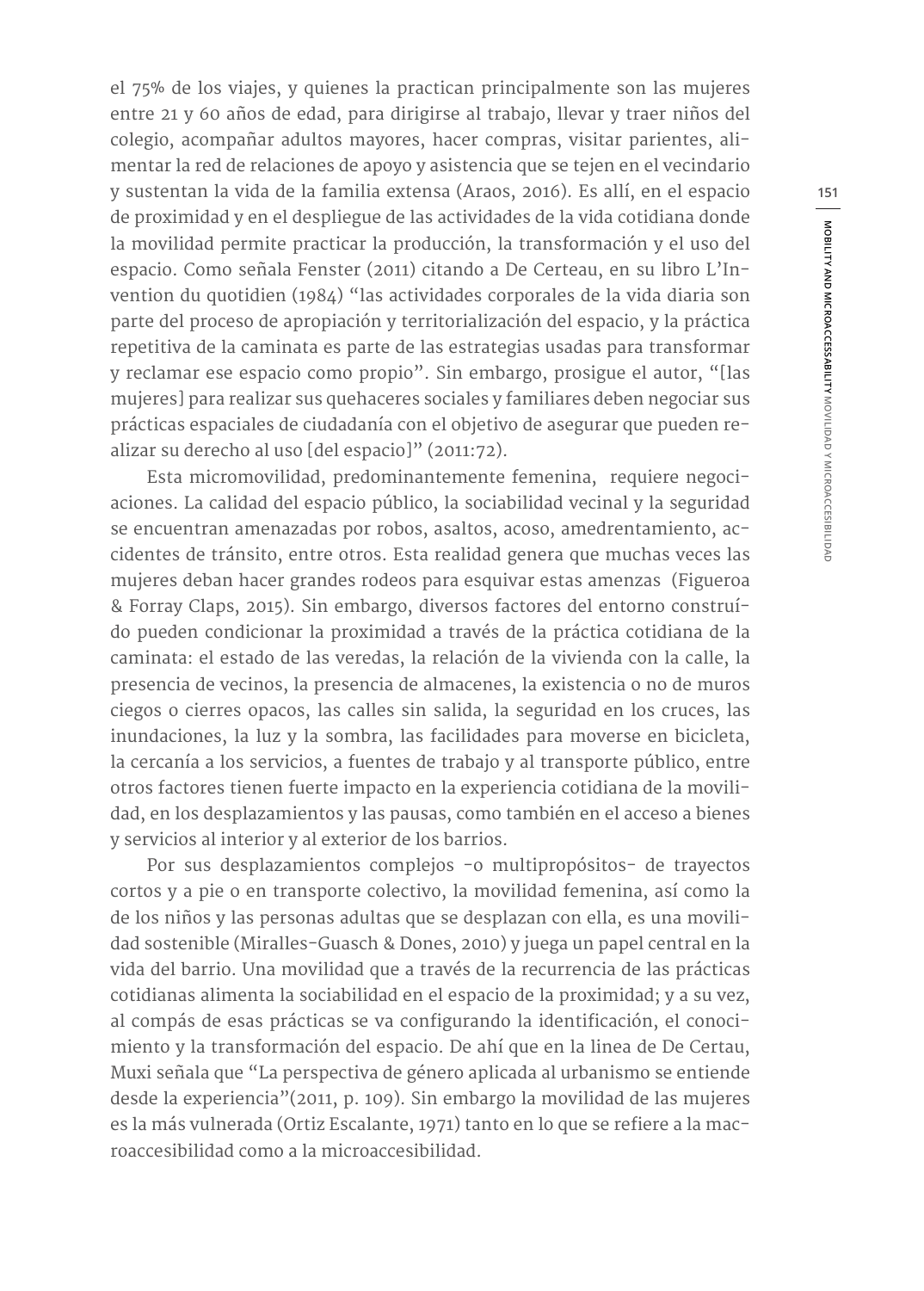el 75% de los viajes, y quienes la practican principalmente son las mujeres entre 21 y 60 años de edad, para dirigirse al trabajo, llevar y traer niños del colegio, acompañar adultos mayores, hacer compras, visitar parientes, alimentar la red de relaciones de apoyo y asistencia que se tejen en el vecindario y sustentan la vida de la familia extensa (Araos, 2016). Es allí, en el espacio de proximidad y en el despliegue de las actividades de la vida cotidiana donde la movilidad permite practicar la producción, la transformación y el uso del espacio. Como señala Fenster (2011) citando a De Certeau, en su libro L'Invention du quotidien (1984) "las actividades corporales de la vida diaria son parte del proceso de apropiación y territorialización del espacio, y la práctica repetitiva de la caminata es parte de las estrategias usadas para transformar y reclamar ese espacio como propio". Sin embargo, prosigue el autor, "[las mujeres] para realizar sus quehaceres sociales y familiares deben negociar sus prácticas espaciales de ciudadanía con el objetivo de asegurar que pueden realizar su derecho al uso [del espacio]" (2011:72).

Esta micromovilidad, predominantemente femenina, requiere negociaciones. La calidad del espacio público, la sociabilidad vecinal y la seguridad se encuentran amenazadas por robos, asaltos, acoso, amedrentamiento, accidentes de tránsito, entre otros. Esta realidad genera que muchas veces las mujeres deban hacer grandes rodeos para esquivar estas amenzas (Figueroa & Forray Claps, 2015). Sin embargo, diversos factores del entorno construído pueden condicionar la proximidad a través de la práctica cotidiana de la caminata: el estado de las veredas, la relación de la vivienda con la calle, la presencia de vecinos, la presencia de almacenes, la existencia o no de muros ciegos o cierres opacos, las calles sin salida, la seguridad en los cruces, las inundaciones, la luz y la sombra, las facilidades para moverse en bicicleta, la cercanía a los servicios, a fuentes de trabajo y al transporte público, entre otros factores tienen fuerte impacto en la experiencia cotidiana de la movilidad, en los desplazamientos y las pausas, como también en el acceso a bienes y servicios al interior y al exterior de los barrios.

Por sus desplazamientos complejos -o multipropósitos- de trayectos cortos y a pie o en transporte colectivo, la movilidad femenina, así como la de los niños y las personas adultas que se desplazan con ella, es una movilidad sostenible (Miralles-Guasch & Dones, 2010) y juega un papel central en la vida del barrio. Una movilidad que a través de la recurrencia de las prácticas cotidianas alimenta la sociabilidad en el espacio de la proximidad; y a su vez, al compás de esas prácticas se va configurando la identificación, el conocimiento y la transformación del espacio. De ahí que en la linea de De Certau, Muxi señala que "La perspectiva de género aplicada al urbanismo se entiende desde la experiencia"(2011, p. 109). Sin embargo la movilidad de las mujeres es la más vulnerada (Ortiz Escalante, 1971) tanto en lo que se refiere a la macroaccesibilidad como a la microaccesibilidad.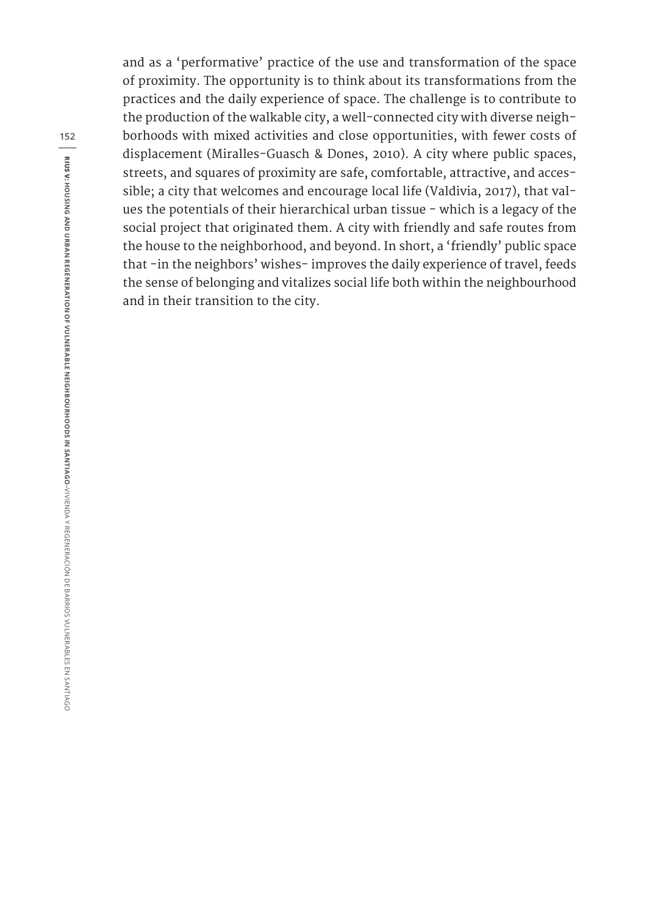and as a 'performative' practice of the use and transformation of the space of proximity. The opportunity is to think about its transformations from the practices and the daily experience of space. The challenge is to contribute to the production of the walkable city, a well-connected city with diverse neighborhoods with mixed activities and close opportunities, with fewer costs of displacement (Miralles-Guasch & Dones, 2010). A city where public spaces, streets, and squares of proximity are safe, comfortable, attractive, and accessible; a city that welcomes and encourage local life (Valdivia, 2017), that values the potentials of their hierarchical urban tissue - which is a legacy of the social project that originated them. A city with friendly and safe routes from the house to the neighborhood, and beyond. In short, a 'friendly' public space that -in the neighbors' wishes- improves the daily experience of travel, feeds the sense of belonging and vitalizes social life both within the neighbourhood and in their transition to the city.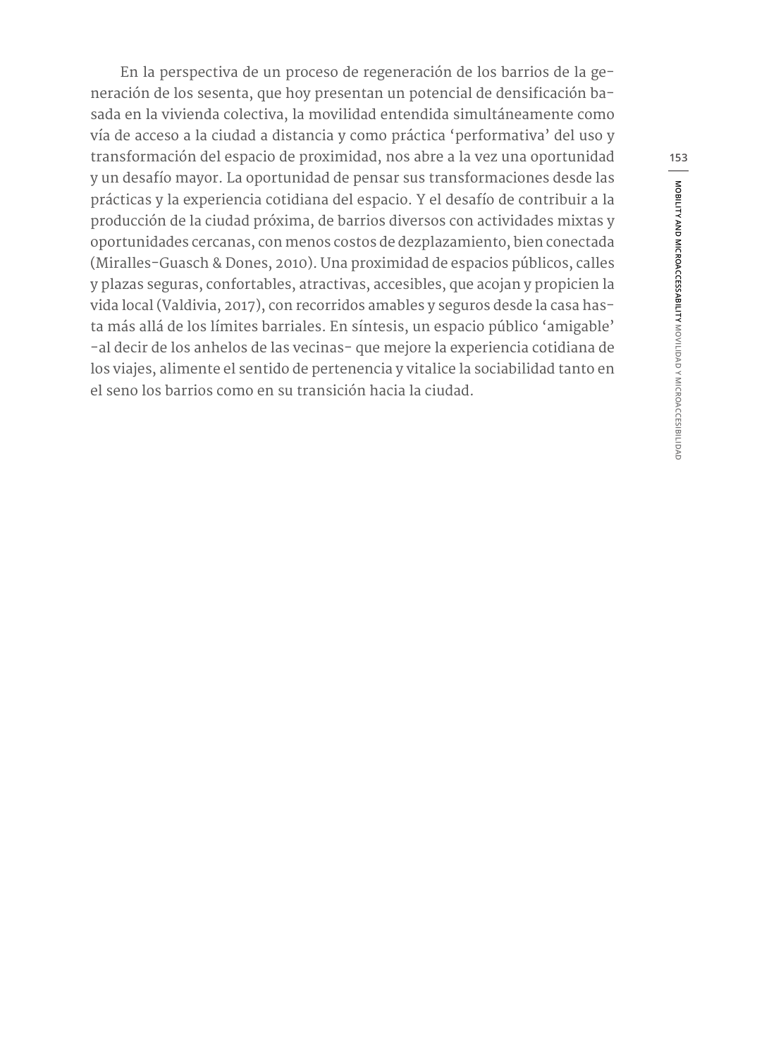En la perspectiva de un proceso de regeneración de los barrios de la generación de los sesenta, que hoy presentan un potencial de densificación basada en la vivienda colectiva, la movilidad entendida simultáneamente como vía de acceso a la ciudad a distancia y como práctica 'performativa' del uso y transformación del espacio de proximidad, nos abre a la vez una oportunidad y un desafío mayor. La oportunidad de pensar sus transformaciones desde las prácticas y la experiencia cotidiana del espacio. Y el desafío de contribuir a la producción de la ciudad próxima, de barrios diversos con actividades mixtas y oportunidades cercanas, con menos costos de dezplazamiento, bien conectada (Miralles-Guasch & Dones, 2010). Una proximidad de espacios públicos, calles y plazas seguras, confortables, atractivas, accesibles, que acojan y propicien la vida local (Valdivia, 2017), con recorridos amables y seguros desde la casa hasta más allá de los límites barriales. En síntesis, un espacio público 'amigable' -al decir de los anhelos de las vecinas- que mejore la experiencia cotidiana de los viajes, alimente el sentido de pertenencia y vitalice la sociabilidad tanto en el seno los barrios como en su transición hacia la ciudad.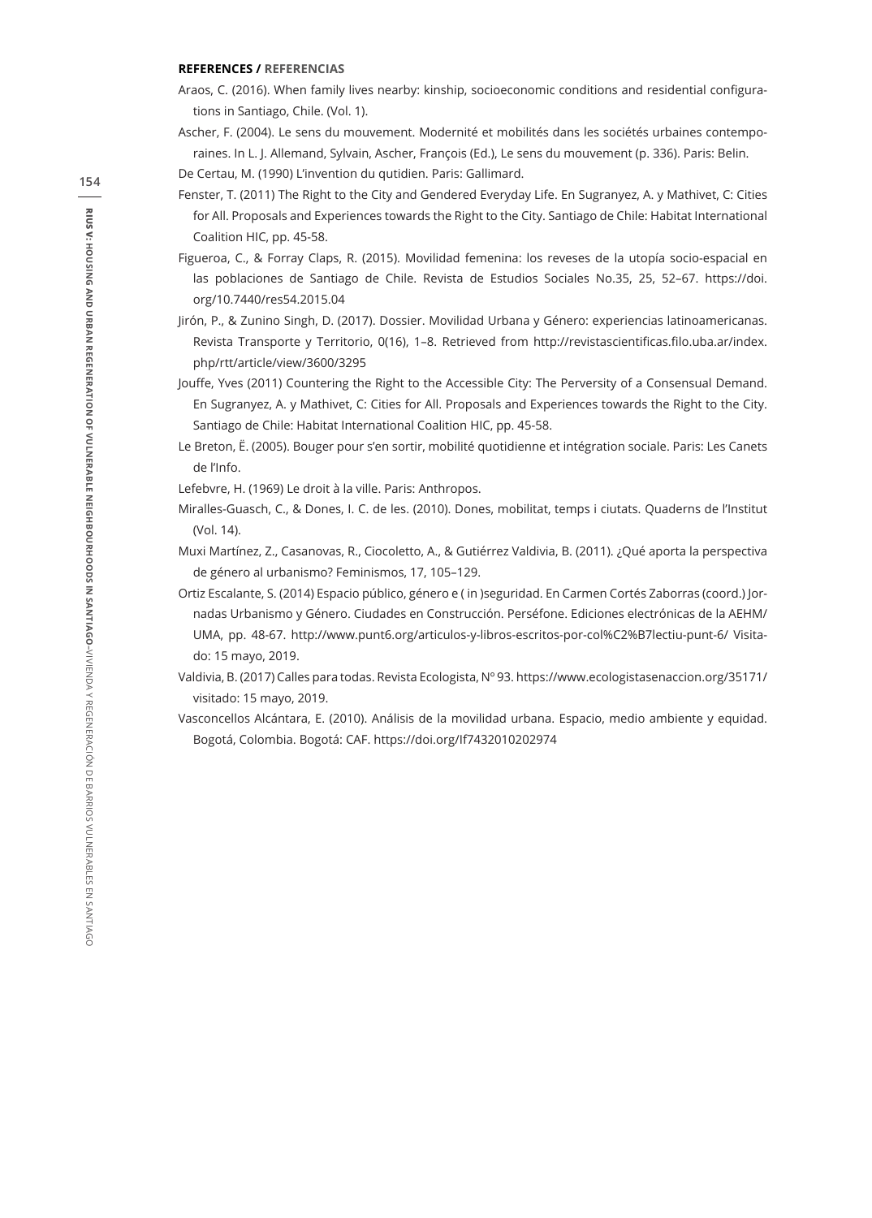**REFERENCES / REFERENCIAS**

Araos, C. (2016). When family lives nearby: kinship, socioeconomic conditions and residential configurations in Santiago, Chile. (Vol. 1).

Ascher, F. (2004). Le sens du mouvement. Modernité et mobilités dans les sociétés urbaines contemporaines. In L. J. Allemand, Sylvain, Ascher, François (Ed.), Le sens du mouvement (p. 336). Paris: Belin.

De Certau, M. (1990) L'invention du qutidien. Paris: Gallimard.

Fenster, T. (2011) The Right to the City and Gendered Everyday Life. En Sugranyez, A. y Mathivet, C: Cities for All. Proposals and Experiences towards the Right to the City. Santiago de Chile: Habitat International Coalition HIC, pp. 45-58.

Figueroa, C., & Forray Claps, R. (2015). Movilidad femenina: los reveses de la utopía socio-espacial en las poblaciones de Santiago de Chile. Revista de Estudios Sociales No.35, 25, 52–67. https://doi.org/10.7440/res54.2015.04

Jirón, P., & Zunino Singh, D. (2017). Dossier. Movilidad Urbana y Género: experiencias latinoamericanas. Revista Transporte y Territorio, 0(16), 1–8. Retrieved from http://revistascientificas.filo.uba.ar/index.php/rtt/article/view/3600/3295

Jouffe, Yves (2011) Countering the Right to the Accessible City: The Perversity of a Consensual Demand. En Sugranyez, A. y Mathivet, C: Cities for All. Proposals and Experiences towards the Right to the City. Santiago de Chile: Habitat International Coalition HIC, pp. 45-58.

Le Breton, Ë. (2005). Bouger pour s'en sortir, mobilité quotidienne et intégration sociale. Paris: Les Canets de l'Info.

Lefebvre, H. (1969) Le droit à la ville. Paris: Anthropos.

Miralles-Guasch, C., & Dones, I. C. de les. (2010). Dones, mobilitat, temps i ciutats. Quaderns de l'Institut (Vol. 14).

Muxi Martínez, Z., Casanovas, R., Ciocoletto, A., & Gutiérrez Valdivia, B. (2011). ¿Qué aporta la perspectiva de género al urbanismo? Feminismos, 17, 105–129.

Ortiz Escalante, S. (2014) Espacio público, género e ( in )seguridad. En Carmen Cortés Zaborras (coord.) Jornadas Urbanismo y Género. Ciudades en Construcción. Perséfone. Ediciones electrónicas de la AEHM/UMA, pp. 48-67. http://www.punt6.org/articulos-y-libros-escritos-por-col%C2%B7lectiu-punt-6/ Visitado: 15 mayo, 2019.

Valdivia, B. (2017) Calles para todas. Revista Ecologista, Nº 93. https://www.ecologistasenaccion.org/35171/ visitado: 15 mayo, 2019.

Vasconcellos Alcántara, E. (2010). Análisis de la movilidad urbana. Espacio, medio ambiente y equidad. Bogotá, Colombia. Bogotá: CAF. https://doi.org/lf7432010202974